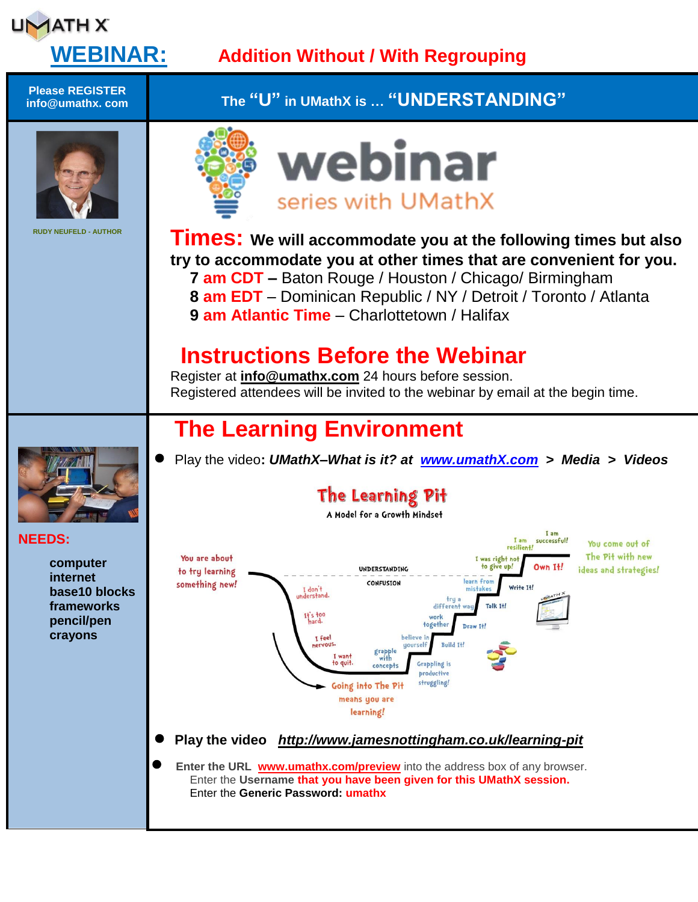UMATH X

# WEBINAR: Addition Without / With Regrouping

**Please REGISTER**
**info@umathx. com**

**The "U" in UMathX is … "UNDERSTANDING"**

RUDY NEUFELD - AUTHOR

webinar
series with UMathX

## Times: We will accommodate you at the following times but also try to accommodate you at other times that are convenient for you.

**7 am CDT –** Baton Rouge / Houston / Chicago/ Birmingham
**8 am EDT** – Dominican Republic / NY / Detroit / Toronto / Atlanta
**9 am Atlantic Time** – Charlottetown / Halifax

## Instructions Before the Webinar

Register at **info@umathx.com** 24 hours before session.
Registered attendees will be invited to the webinar by email at the begin time.

**NEEDS:**

- **computer**
- **internet**
- **base10 blocks**
- **frameworks**
- **pencil/pen**
- **crayons**

## The Learning Environment

- Play the video**: *UMathX–What is it? at* *www.umathX.com* > *Media* > *Videos***

The Learning Pit
A Model for a Growth Mindset

You are about to try learning something new! — I don't understand. — It's too hard. — I feel nervous. — I want to quit. — grapple with concepts — believe in yourself — work together — try a different way — learn from mistakes — I was right not to give up! — I am resilient! — I am successful!

UNDERSTANDING / CONFUSION

Build It! — Draw It! — Talk It! — Write It! — Own It!

Going into The Pit means you are learning!

Grappling is productive struggling!

You come out of The Pit with new ideas and strategies!

- **Play the video** ***http://www.jamesnottingham.co.uk/learning-pit***
- **Enter the URL** **www.umathx.com/preview** into the address box of any browser.
  Enter the **Username** **that you have been given for this UMathX session.**
  Enter the **Generic Password:** **umathx**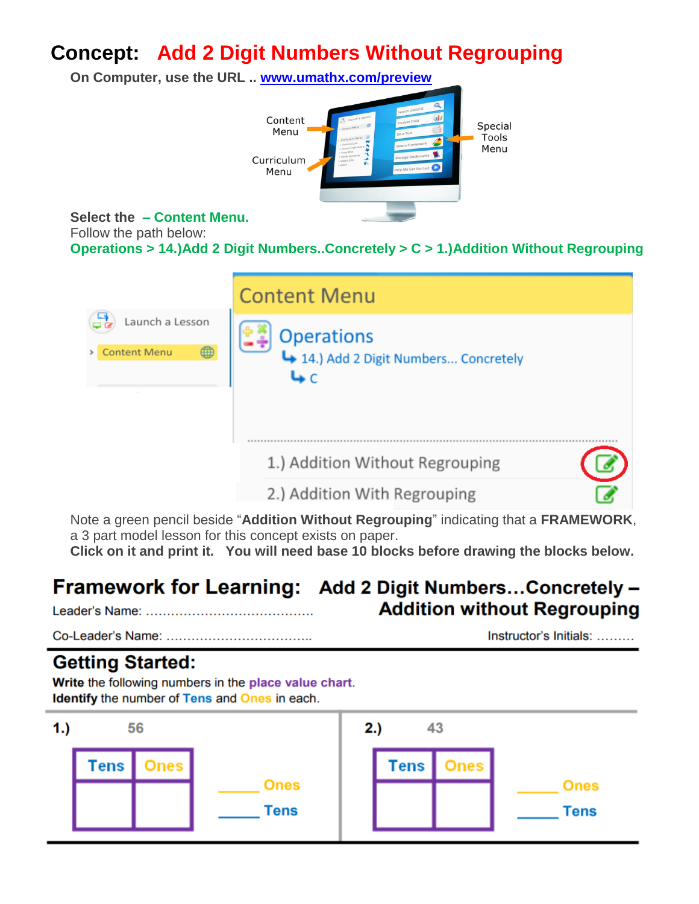# Concept: Add 2 Digit Numbers Without Regrouping

**On Computer, use the URL .. [www.umathx.com/preview](http://www.umathx.com/preview)**

Content Menu

Curriculum Menu

Special Tools Menu

**Select the – Content Menu.**

Follow the path below:

**Operations > 14.)Add 2 Digit Numbers..Concretely > C > 1.)Addition Without Regrouping**

Launch a Lesson

Content Menu

Content Menu

Operations

14.) Add 2 Digit Numbers... Concretely

C

1.) Addition Without Regrouping

2.) Addition With Regrouping

Note a green pencil beside "**Addition Without Regrouping**" indicating that a **FRAMEWORK**, a 3 part model lesson for this concept exists on paper.

**Click on it and print it. You will need base 10 blocks before drawing the blocks below.**

## Framework for Learning: Add 2 Digit Numbers…Concretely – Addition without Regrouping

Leader's Name: ……………………………………

Co-Leader's Name: ……………………………..

Instructor's Initials: ………

## Getting Started:

**Write** the following numbers in the place value chart.
**Identify** the number of Tens and Ones in each.

**1.)** 56

| Tens | Ones |
|---|---|
| | |

____ Ones

____ Tens

**2.)** 43

| Tens | Ones |
|---|---|
| | |

____ Ones

____ Tens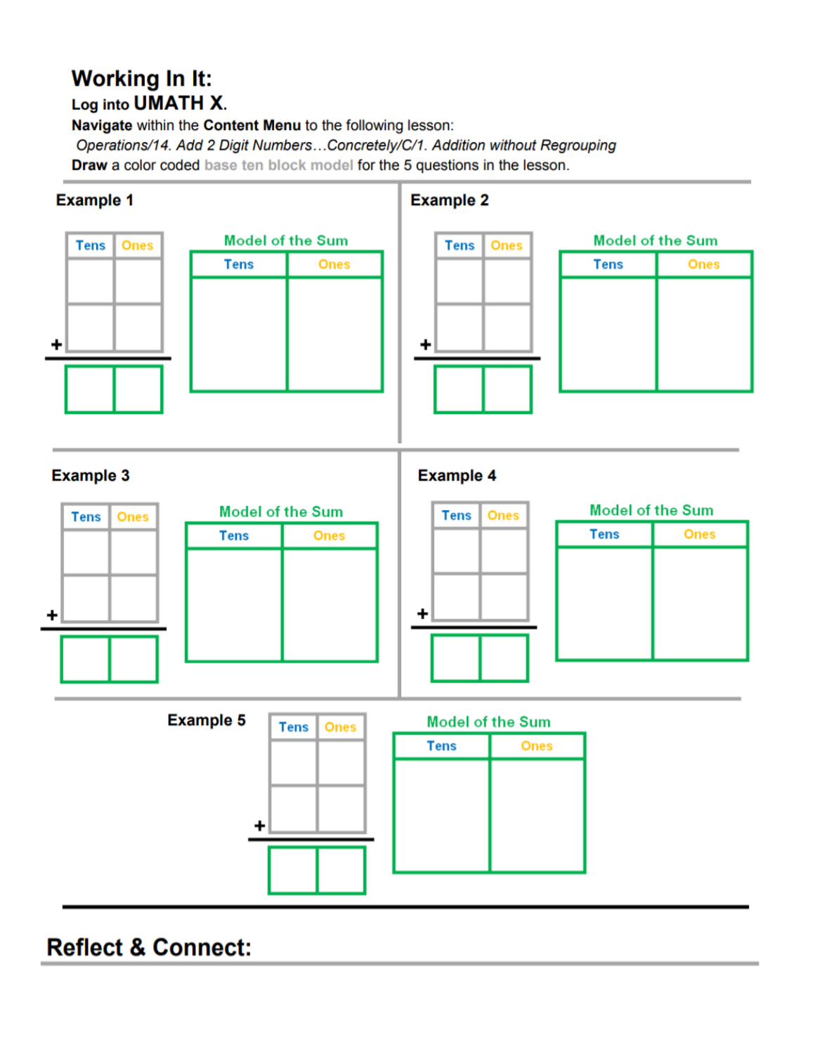## Working In It:

**Log into UMATH X.**

**Navigate** within the **Content Menu** to the following lesson:

*Operations/14. Add 2 Digit Numbers…Concretely/C/1. Addition without Regrouping*

**Draw** a color coded base ten block model for the 5 questions in the lesson.

### Example 1

| Tens | Ones |
|---|---|
| | |
| + | |
| | |

Model of the Sum

| Tens | Ones |
|---|---|
| | |

### Example 2

| Tens | Ones |
|---|---|
| | |
| + | |
| | |

Model of the Sum

| Tens | Ones |
|---|---|
| | |

### Example 3

| Tens | Ones |
|---|---|
| | |
| + | |
| | |

Model of the Sum

| Tens | Ones |
|---|---|
| | |

### Example 4

| Tens | Ones |
|---|---|
| | |
| + | |
| | |

Model of the Sum

| Tens | Ones |
|---|---|
| | |

### Example 5

| Tens | Ones |
|---|---|
| | |
| + | |
| | |

Model of the Sum

| Tens | Ones |
|---|---|
| | |

## Reflect & Connect: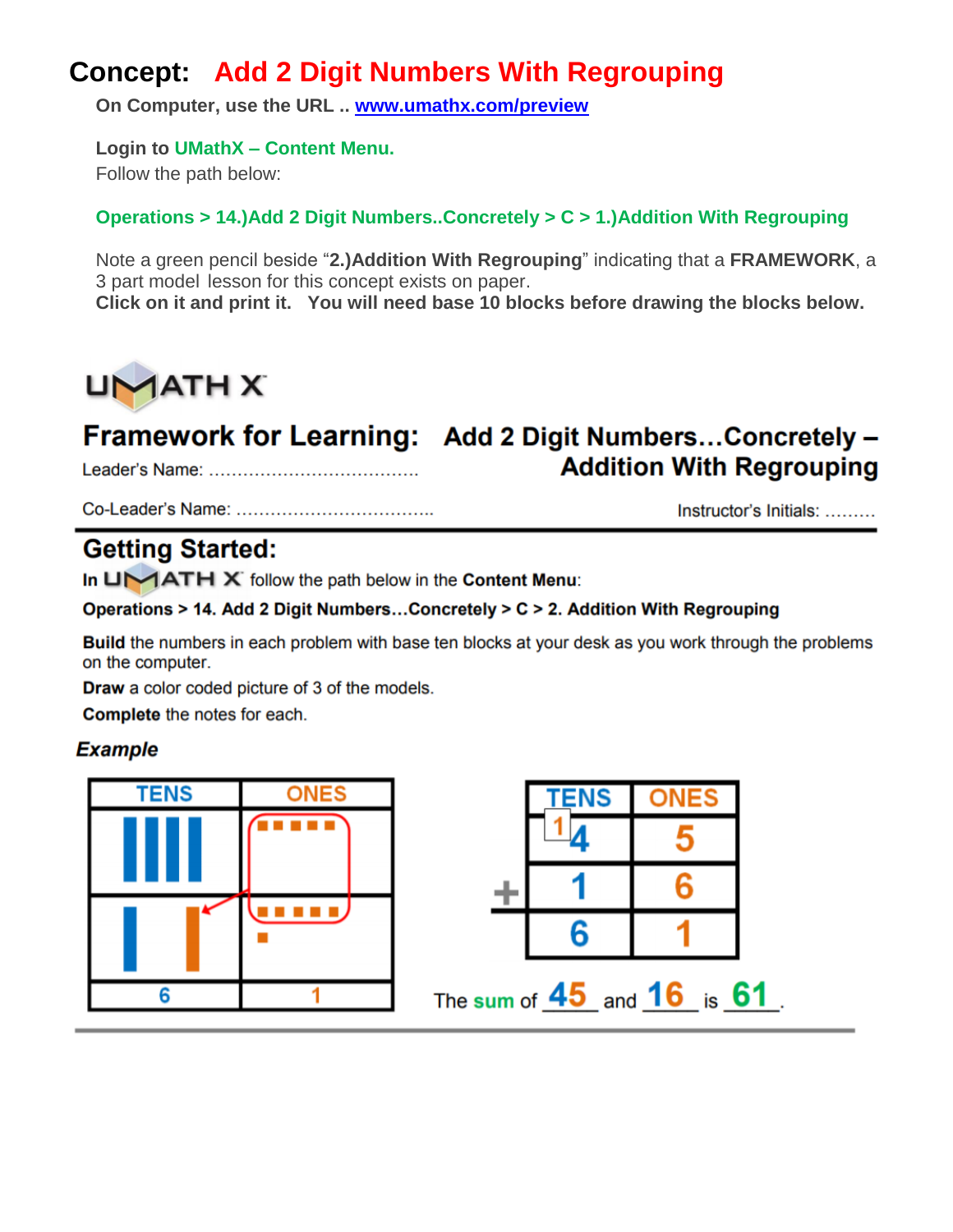# Concept: Add 2 Digit Numbers With Regrouping

**On Computer, use the URL .. [www.umathx.com/preview](http://www.umathx.com/preview)**

**Login to UMathX – Content Menu.**
Follow the path below:

**Operations > 14.)Add 2 Digit Numbers..Concretely > C > 1.)Addition With Regrouping**

Note a green pencil beside "**2.)Addition With Regrouping**" indicating that a **FRAMEWORK**, a 3 part model lesson for this concept exists on paper.
**Click on it and print it. You will need base 10 blocks before drawing the blocks below.**

UMATH X

## Framework for Learning: Add 2 Digit Numbers…Concretely – Addition With Regrouping

Leader's Name: ……………………………….

Co-Leader's Name: …………………………….

Instructor's Initials: ………

## Getting Started:

In UMATH X follow the path below in the **Content Menu**:

**Operations > 14. Add 2 Digit Numbers…Concretely > C > 2. Addition With Regrouping**

**Build** the numbers in each problem with base ten blocks at your desk as you work through the problems on the computer.

**Draw** a color coded picture of 3 of the models.

**Complete** the notes for each.

### *Example*

| TENS | ONES |
| --- | --- |
| 4 rods | 5 units |
| 1 rod + 1 regrouped rod | 5 units + 1 unit |
| 6 | 1 |

| | TENS | ONES |
| --- | --- | --- |
| | [1] 4 | 5 |
| + | 1 | 6 |
| | 6 | 1 |

The sum of 45 and 16 is 61.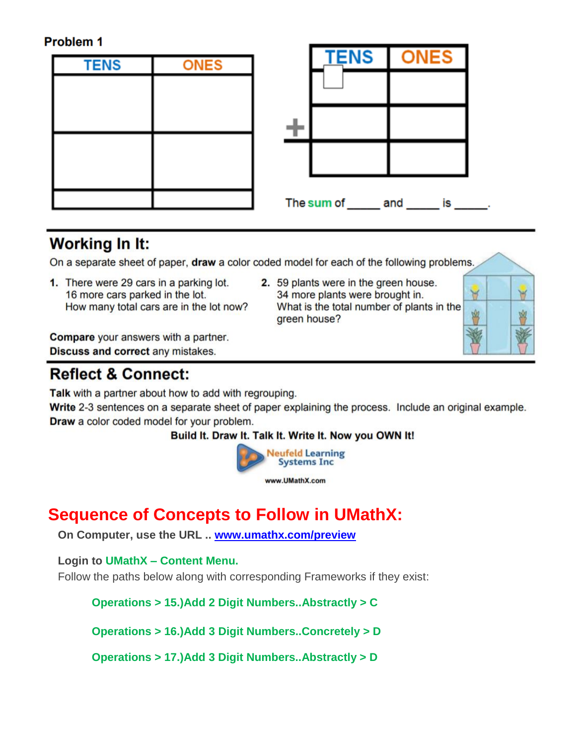**Problem 1**

| TENS | ONES |
| --- | --- |
| | |
| | |
| | |

| | TENS | ONES |
| --- | --- | --- |
| | | |
| + | | |
| | | |

The sum of _____ and _____ is _____.

## Working In It:

On a separate sheet of paper, **draw** a color coded model for each of the following problems.

1. There were 29 cars in a parking lot.
   16 more cars parked in the lot.
   How many total cars are in the lot now?

2. 59 plants were in the green house.
   34 more plants were brought in.
   What is the total number of plants in the green house?

**Compare** your answers with a partner.
**Discuss and correct** any mistakes.

## Reflect & Connect:

**Talk** with a partner about how to add with regrouping.
**Write** 2-3 sentences on a separate sheet of paper explaining the process. Include an original example.
**Draw** a color coded model for your problem.

**Build It. Draw It. Talk It. Write It. Now you OWN It!**

Neufeld Learning Systems Inc

www.UMathX.com

## Sequence of Concepts to Follow in UMathX:

**On Computer, use the URL .. [www.umathx.com/preview](www.umathx.com/preview)**

**Login to UMathX – Content Menu.**

Follow the paths below along with corresponding Frameworks if they exist:

**Operations > 15.)Add 2 Digit Numbers..Abstractly > C**

**Operations > 16.)Add 3 Digit Numbers..Concretely > D**

**Operations > 17.)Add 3 Digit Numbers..Abstractly > D**